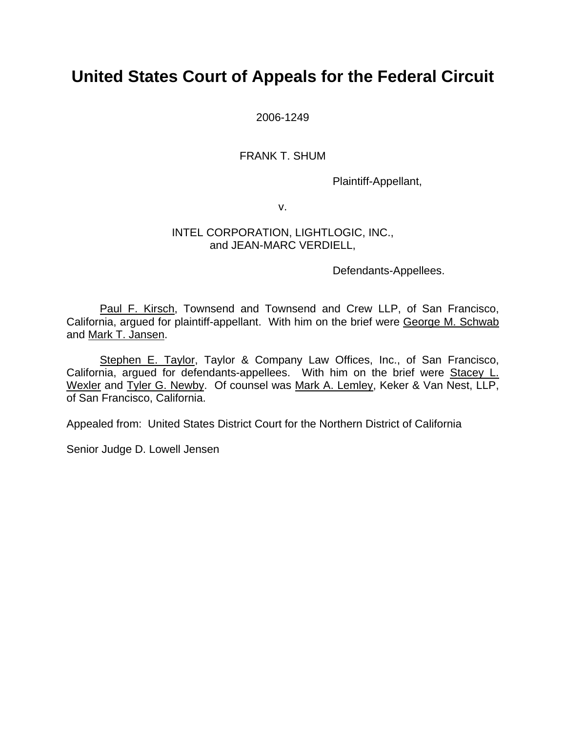# United States Court of Appeals for the Federal Circuit

2006-1249

FRANK T. SHUM

Plaintiff-Appellant,

v.

INTEL CORPORATION, LIGHTLOGIC, INC.,
and JEAN-MARC VERDIELL,

Defendants-Appellees.

Paul F. Kirsch, Townsend and Townsend and Crew LLP, of San Francisco, California, argued for plaintiff-appellant. With him on the brief were George M. Schwab and Mark T. Jansen.

Stephen E. Taylor, Taylor & Company Law Offices, Inc., of San Francisco, California, argued for defendants-appellees. With him on the brief were Stacey L. Wexler and Tyler G. Newby. Of counsel was Mark A. Lemley, Keker & Van Nest, LLP, of San Francisco, California.

Appealed from: United States District Court for the Northern District of California

Senior Judge D. Lowell Jensen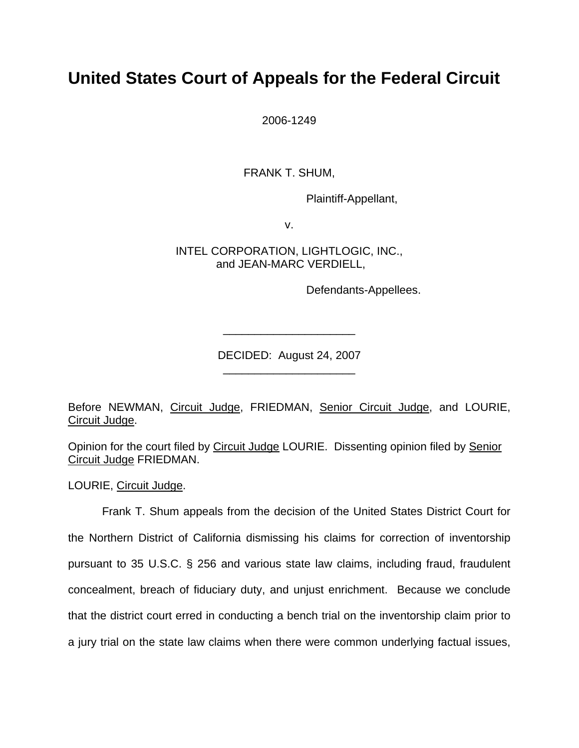# United States Court of Appeals for the Federal Circuit

2006-1249

FRANK T. SHUM,

Plaintiff-Appellant,

v.

INTEL CORPORATION, LIGHTLOGIC, INC.,
and JEAN-MARC VERDIELL,

Defendants-Appellees.

---

DECIDED: August 24, 2007

---

Before NEWMAN, Circuit Judge, FRIEDMAN, Senior Circuit Judge, and LOURIE, Circuit Judge.

Opinion for the court filed by Circuit Judge LOURIE. Dissenting opinion filed by Senior Circuit Judge FRIEDMAN.

LOURIE, Circuit Judge.

Frank T. Shum appeals from the decision of the United States District Court for the Northern District of California dismissing his claims for correction of inventorship pursuant to 35 U.S.C. § 256 and various state law claims, including fraud, fraudulent concealment, breach of fiduciary duty, and unjust enrichment. Because we conclude that the district court erred in conducting a bench trial on the inventorship claim prior to a jury trial on the state law claims when there were common underlying factual issues,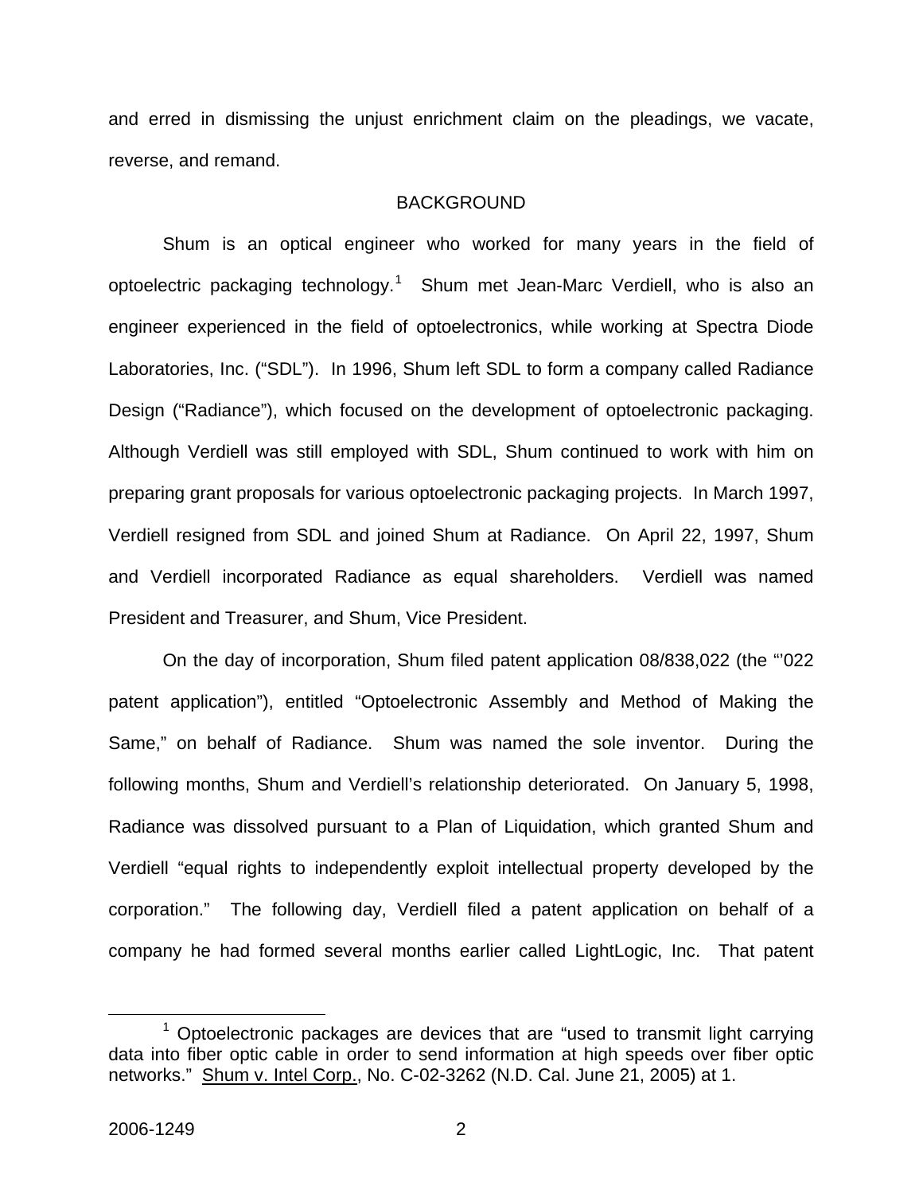and erred in dismissing the unjust enrichment claim on the pleadings, we vacate, reverse, and remand.

## BACKGROUND

Shum is an optical engineer who worked for many years in the field of optoelectric packaging technology.[1] Shum met Jean-Marc Verdiell, who is also an engineer experienced in the field of optoelectronics, while working at Spectra Diode Laboratories, Inc. ("SDL"). In 1996, Shum left SDL to form a company called Radiance Design ("Radiance"), which focused on the development of optoelectronic packaging. Although Verdiell was still employed with SDL, Shum continued to work with him on preparing grant proposals for various optoelectronic packaging projects. In March 1997, Verdiell resigned from SDL and joined Shum at Radiance. On April 22, 1997, Shum and Verdiell incorporated Radiance as equal shareholders. Verdiell was named President and Treasurer, and Shum, Vice President.

On the day of incorporation, Shum filed patent application 08/838,022 (the "'022 patent application"), entitled "Optoelectronic Assembly and Method of Making the Same," on behalf of Radiance. Shum was named the sole inventor. During the following months, Shum and Verdiell's relationship deteriorated. On January 5, 1998, Radiance was dissolved pursuant to a Plan of Liquidation, which granted Shum and Verdiell "equal rights to independently exploit intellectual property developed by the corporation." The following day, Verdiell filed a patent application on behalf of a company he had formed several months earlier called LightLogic, Inc. That patent

[1] Optoelectronic packages are devices that are "used to transmit light carrying data into fiber optic cable in order to send information at high speeds over fiber optic networks." Shum v. Intel Corp., No. C-02-3262 (N.D. Cal. June 21, 2005) at 1.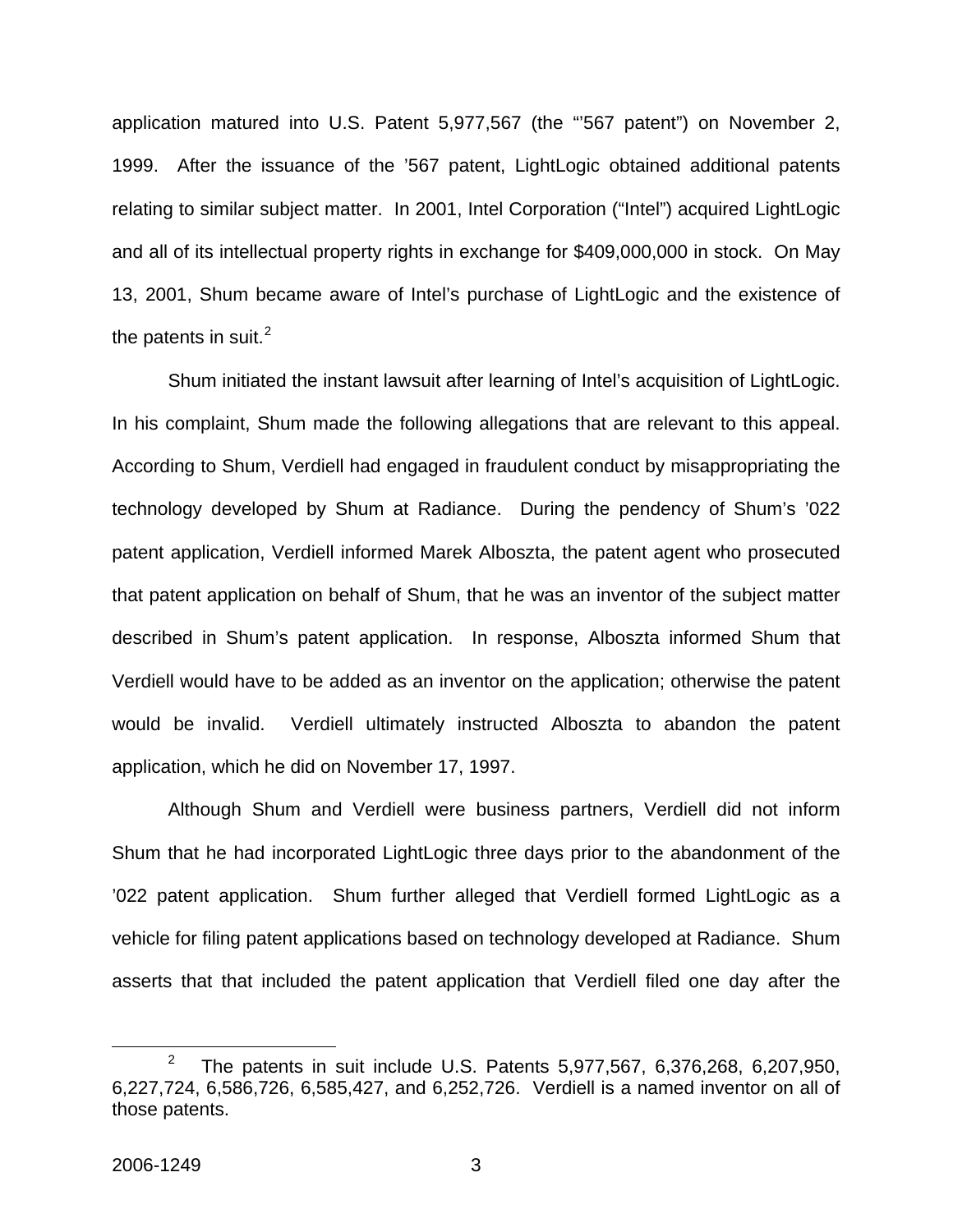application matured into U.S. Patent 5,977,567 (the "'567 patent") on November 2, 1999. After the issuance of the '567 patent, LightLogic obtained additional patents relating to similar subject matter. In 2001, Intel Corporation ("Intel") acquired LightLogic and all of its intellectual property rights in exchange for $409,000,000 in stock. On May 13, 2001, Shum became aware of Intel's purchase of LightLogic and the existence of the patents in suit.[2]

Shum initiated the instant lawsuit after learning of Intel's acquisition of LightLogic. In his complaint, Shum made the following allegations that are relevant to this appeal. According to Shum, Verdiell had engaged in fraudulent conduct by misappropriating the technology developed by Shum at Radiance. During the pendency of Shum's '022 patent application, Verdiell informed Marek Alboszta, the patent agent who prosecuted that patent application on behalf of Shum, that he was an inventor of the subject matter described in Shum's patent application. In response, Alboszta informed Shum that Verdiell would have to be added as an inventor on the application; otherwise the patent would be invalid. Verdiell ultimately instructed Alboszta to abandon the patent application, which he did on November 17, 1997.

Although Shum and Verdiell were business partners, Verdiell did not inform Shum that he had incorporated LightLogic three days prior to the abandonment of the '022 patent application. Shum further alleged that Verdiell formed LightLogic as a vehicle for filing patent applications based on technology developed at Radiance. Shum asserts that that included the patent application that Verdiell filed one day after the

[2] The patents in suit include U.S. Patents 5,977,567, 6,376,268, 6,207,950, 6,227,724, 6,586,726, 6,585,427, and 6,252,726. Verdiell is a named inventor on all of those patents.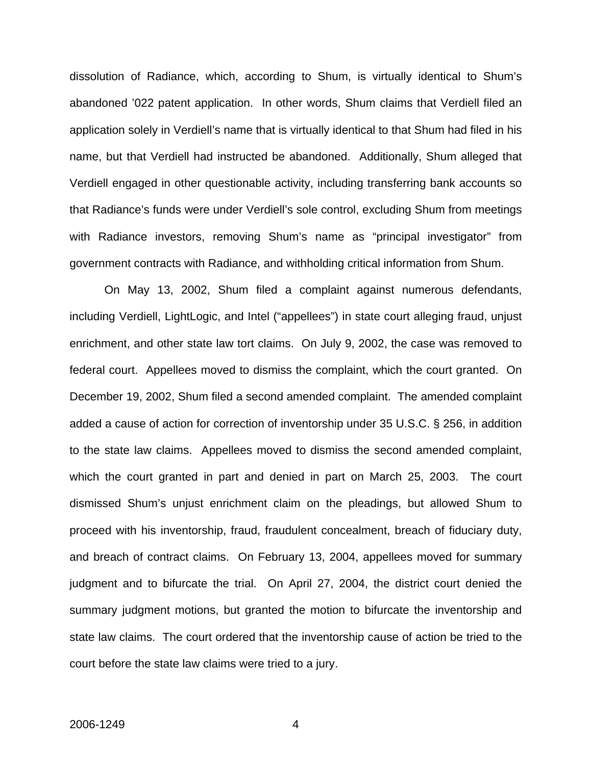dissolution of Radiance, which, according to Shum, is virtually identical to Shum's abandoned '022 patent application. In other words, Shum claims that Verdiell filed an application solely in Verdiell's name that is virtually identical to that Shum had filed in his name, but that Verdiell had instructed be abandoned. Additionally, Shum alleged that Verdiell engaged in other questionable activity, including transferring bank accounts so that Radiance's funds were under Verdiell's sole control, excluding Shum from meetings with Radiance investors, removing Shum's name as "principal investigator" from government contracts with Radiance, and withholding critical information from Shum.

On May 13, 2002, Shum filed a complaint against numerous defendants, including Verdiell, LightLogic, and Intel ("appellees") in state court alleging fraud, unjust enrichment, and other state law tort claims. On July 9, 2002, the case was removed to federal court. Appellees moved to dismiss the complaint, which the court granted. On December 19, 2002, Shum filed a second amended complaint. The amended complaint added a cause of action for correction of inventorship under 35 U.S.C. § 256, in addition to the state law claims. Appellees moved to dismiss the second amended complaint, which the court granted in part and denied in part on March 25, 2003. The court dismissed Shum's unjust enrichment claim on the pleadings, but allowed Shum to proceed with his inventorship, fraud, fraudulent concealment, breach of fiduciary duty, and breach of contract claims. On February 13, 2004, appellees moved for summary judgment and to bifurcate the trial. On April 27, 2004, the district court denied the summary judgment motions, but granted the motion to bifurcate the inventorship and state law claims. The court ordered that the inventorship cause of action be tried to the court before the state law claims were tried to a jury.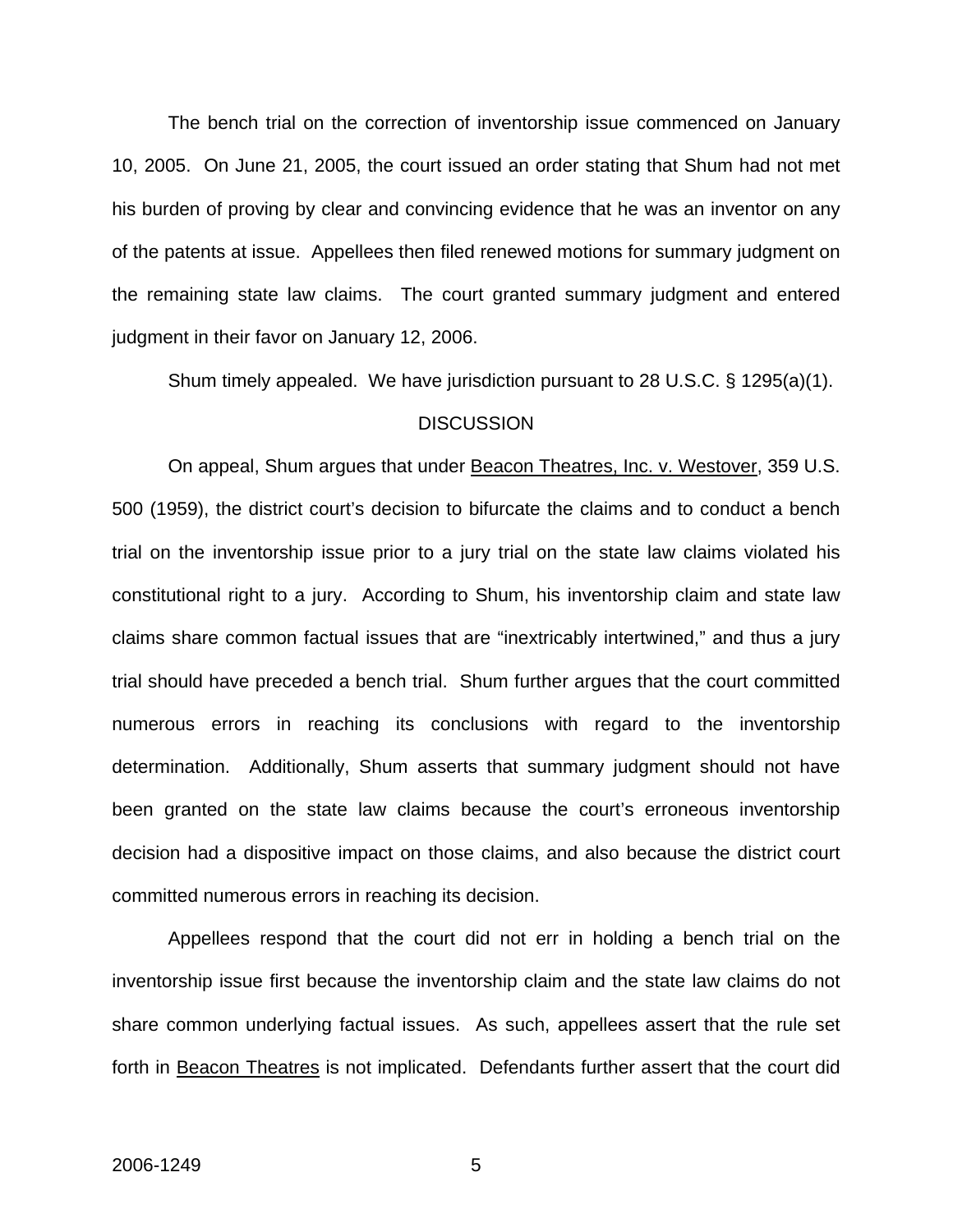The bench trial on the correction of inventorship issue commenced on January 10, 2005. On June 21, 2005, the court issued an order stating that Shum had not met his burden of proving by clear and convincing evidence that he was an inventor on any of the patents at issue. Appellees then filed renewed motions for summary judgment on the remaining state law claims. The court granted summary judgment and entered judgment in their favor on January 12, 2006.

Shum timely appealed. We have jurisdiction pursuant to 28 U.S.C. § 1295(a)(1).

## DISCUSSION

On appeal, Shum argues that under Beacon Theatres, Inc. v. Westover, 359 U.S. 500 (1959), the district court's decision to bifurcate the claims and to conduct a bench trial on the inventorship issue prior to a jury trial on the state law claims violated his constitutional right to a jury. According to Shum, his inventorship claim and state law claims share common factual issues that are "inextricably intertwined," and thus a jury trial should have preceded a bench trial. Shum further argues that the court committed numerous errors in reaching its conclusions with regard to the inventorship determination. Additionally, Shum asserts that summary judgment should not have been granted on the state law claims because the court's erroneous inventorship decision had a dispositive impact on those claims, and also because the district court committed numerous errors in reaching its decision.

Appellees respond that the court did not err in holding a bench trial on the inventorship issue first because the inventorship claim and the state law claims do not share common underlying factual issues. As such, appellees assert that the rule set forth in Beacon Theatres is not implicated. Defendants further assert that the court did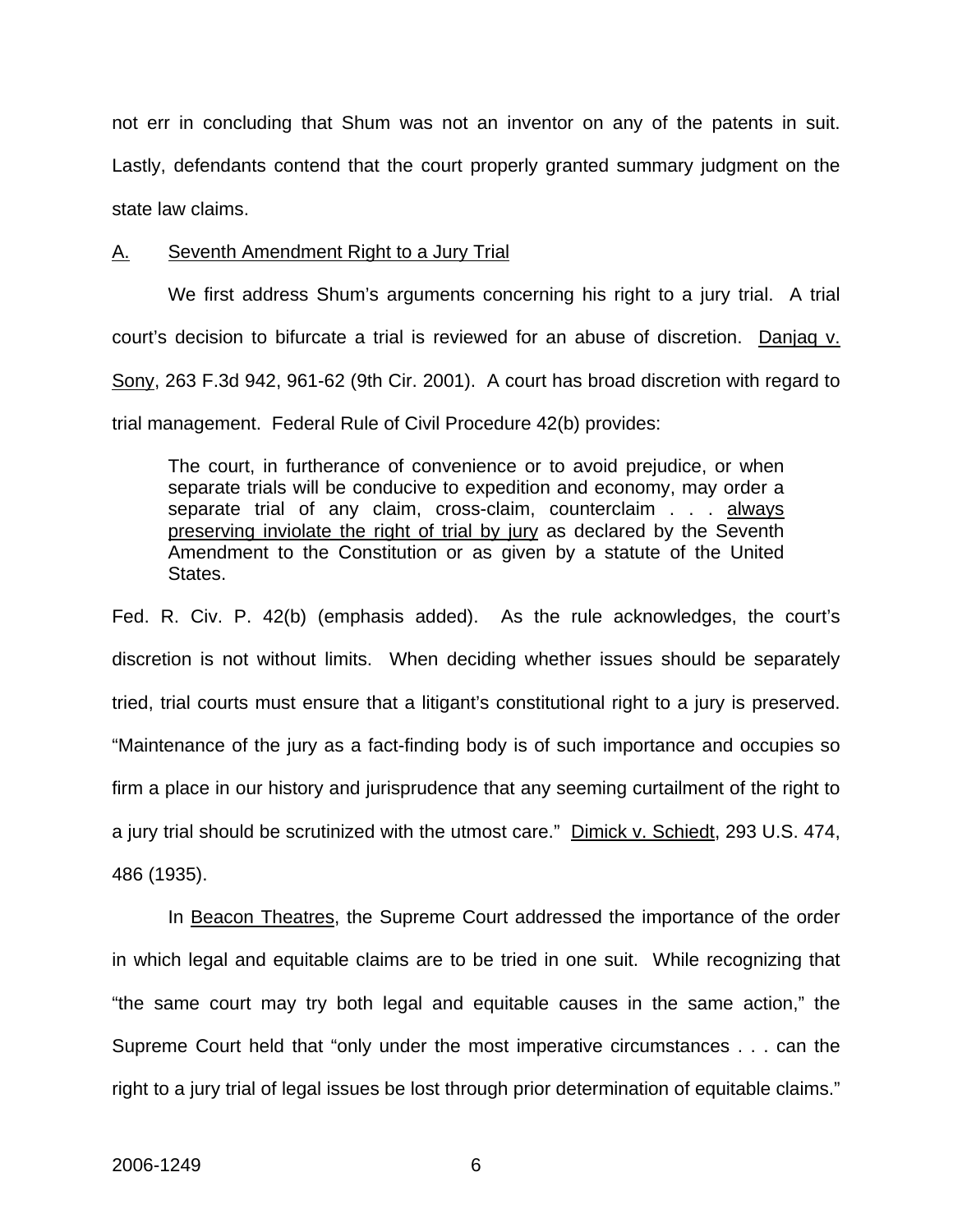not err in concluding that Shum was not an inventor on any of the patents in suit. Lastly, defendants contend that the court properly granted summary judgment on the state law claims.

## A. Seventh Amendment Right to a Jury Trial

We first address Shum's arguments concerning his right to a jury trial. A trial court's decision to bifurcate a trial is reviewed for an abuse of discretion. Danjaq v. Sony, 263 F.3d 942, 961-62 (9th Cir. 2001). A court has broad discretion with regard to trial management. Federal Rule of Civil Procedure 42(b) provides:

> The court, in furtherance of convenience or to avoid prejudice, or when separate trials will be conducive to expedition and economy, may order a separate trial of any claim, cross-claim, counterclaim . . . always preserving inviolate the right of trial by jury as declared by the Seventh Amendment to the Constitution or as given by a statute of the United States.

Fed. R. Civ. P. 42(b) (emphasis added). As the rule acknowledges, the court's discretion is not without limits. When deciding whether issues should be separately tried, trial courts must ensure that a litigant's constitutional right to a jury is preserved. "Maintenance of the jury as a fact-finding body is of such importance and occupies so firm a place in our history and jurisprudence that any seeming curtailment of the right to a jury trial should be scrutinized with the utmost care." Dimick v. Schiedt, 293 U.S. 474, 486 (1935).

In Beacon Theatres, the Supreme Court addressed the importance of the order in which legal and equitable claims are to be tried in one suit. While recognizing that "the same court may try both legal and equitable causes in the same action," the Supreme Court held that "only under the most imperative circumstances . . . can the right to a jury trial of legal issues be lost through prior determination of equitable claims."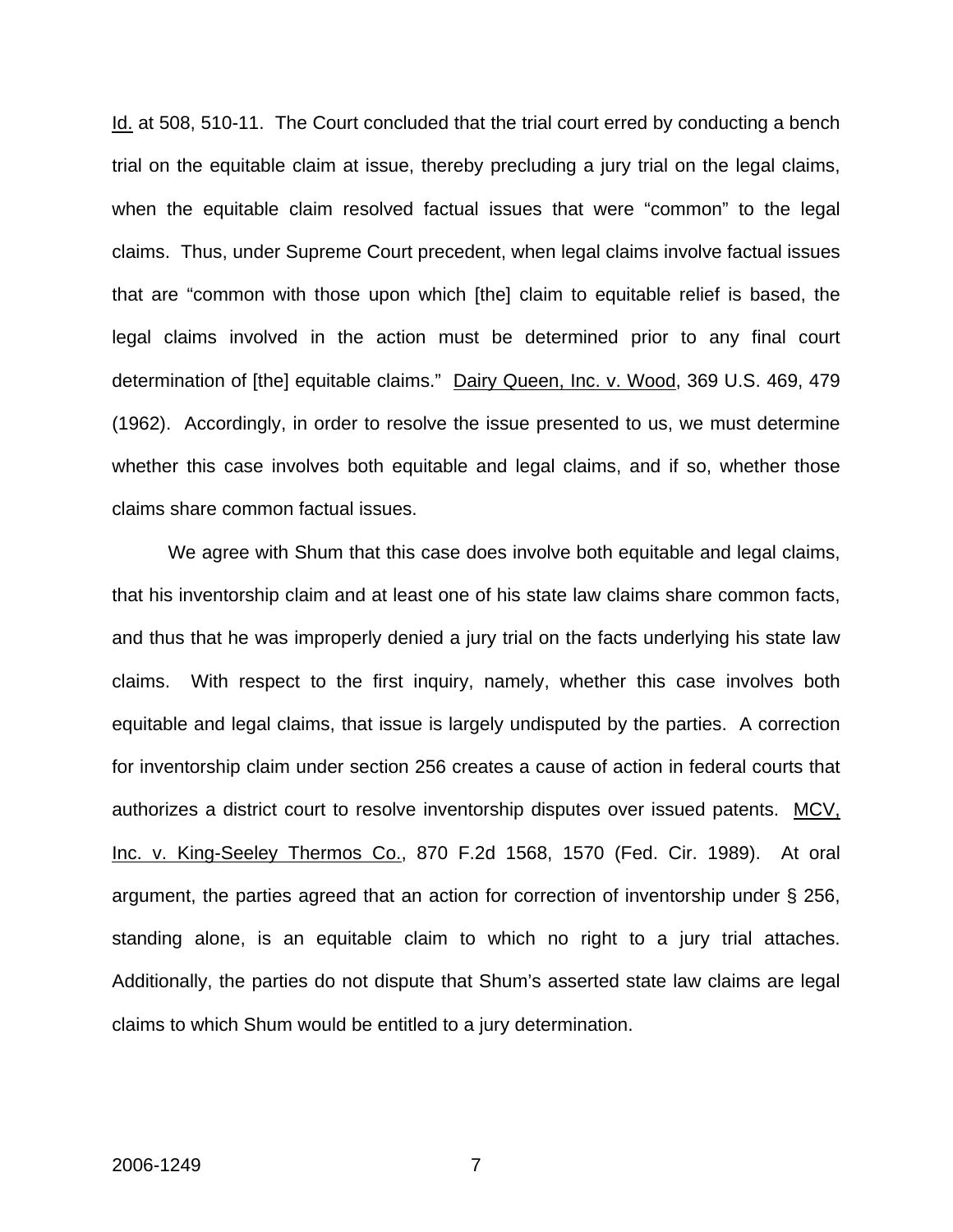Id. at 508, 510-11. The Court concluded that the trial court erred by conducting a bench trial on the equitable claim at issue, thereby precluding a jury trial on the legal claims, when the equitable claim resolved factual issues that were "common" to the legal claims. Thus, under Supreme Court precedent, when legal claims involve factual issues that are "common with those upon which [the] claim to equitable relief is based, the legal claims involved in the action must be determined prior to any final court determination of [the] equitable claims." Dairy Queen, Inc. v. Wood, 369 U.S. 469, 479 (1962). Accordingly, in order to resolve the issue presented to us, we must determine whether this case involves both equitable and legal claims, and if so, whether those claims share common factual issues.

We agree with Shum that this case does involve both equitable and legal claims, that his inventorship claim and at least one of his state law claims share common facts, and thus that he was improperly denied a jury trial on the facts underlying his state law claims. With respect to the first inquiry, namely, whether this case involves both equitable and legal claims, that issue is largely undisputed by the parties. A correction for inventorship claim under section 256 creates a cause of action in federal courts that authorizes a district court to resolve inventorship disputes over issued patents. MCV, Inc. v. King-Seeley Thermos Co., 870 F.2d 1568, 1570 (Fed. Cir. 1989). At oral argument, the parties agreed that an action for correction of inventorship under § 256, standing alone, is an equitable claim to which no right to a jury trial attaches. Additionally, the parties do not dispute that Shum's asserted state law claims are legal claims to which Shum would be entitled to a jury determination.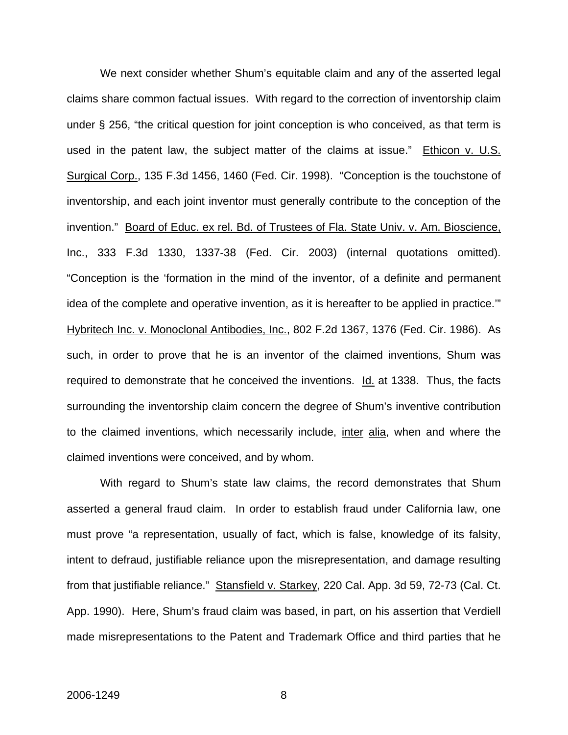We next consider whether Shum's equitable claim and any of the asserted legal claims share common factual issues. With regard to the correction of inventorship claim under § 256, "the critical question for joint conception is who conceived, as that term is used in the patent law, the subject matter of the claims at issue." Ethicon v. U.S. Surgical Corp., 135 F.3d 1456, 1460 (Fed. Cir. 1998). "Conception is the touchstone of inventorship, and each joint inventor must generally contribute to the conception of the invention." Board of Educ. ex rel. Bd. of Trustees of Fla. State Univ. v. Am. Bioscience, Inc., 333 F.3d 1330, 1337-38 (Fed. Cir. 2003) (internal quotations omitted). "Conception is the 'formation in the mind of the inventor, of a definite and permanent idea of the complete and operative invention, as it is hereafter to be applied in practice.'" Hybritech Inc. v. Monoclonal Antibodies, Inc., 802 F.2d 1367, 1376 (Fed. Cir. 1986). As such, in order to prove that he is an inventor of the claimed inventions, Shum was required to demonstrate that he conceived the inventions. Id. at 1338. Thus, the facts surrounding the inventorship claim concern the degree of Shum's inventive contribution to the claimed inventions, which necessarily include, inter alia, when and where the claimed inventions were conceived, and by whom.

With regard to Shum's state law claims, the record demonstrates that Shum asserted a general fraud claim. In order to establish fraud under California law, one must prove "a representation, usually of fact, which is false, knowledge of its falsity, intent to defraud, justifiable reliance upon the misrepresentation, and damage resulting from that justifiable reliance." Stansfield v. Starkey, 220 Cal. App. 3d 59, 72-73 (Cal. Ct. App. 1990). Here, Shum's fraud claim was based, in part, on his assertion that Verdiell made misrepresentations to the Patent and Trademark Office and third parties that he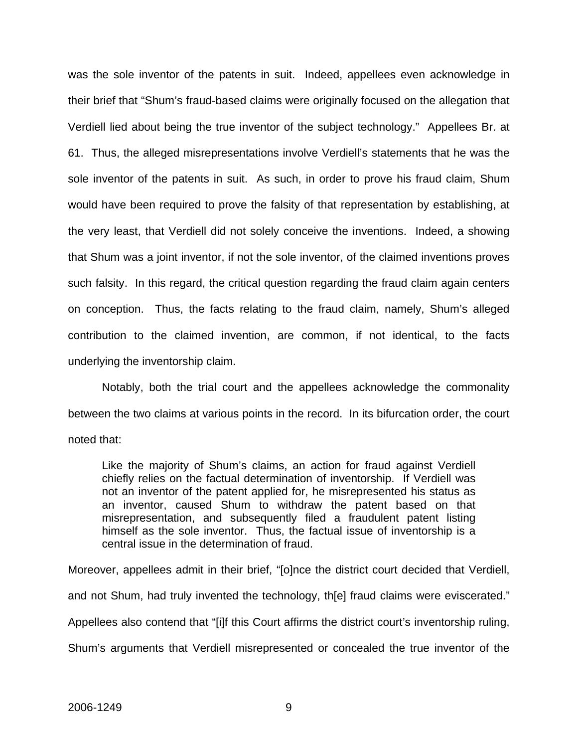was the sole inventor of the patents in suit. Indeed, appellees even acknowledge in their brief that "Shum's fraud-based claims were originally focused on the allegation that Verdiell lied about being the true inventor of the subject technology." Appellees Br. at 61. Thus, the alleged misrepresentations involve Verdiell's statements that he was the sole inventor of the patents in suit. As such, in order to prove his fraud claim, Shum would have been required to prove the falsity of that representation by establishing, at the very least, that Verdiell did not solely conceive the inventions. Indeed, a showing that Shum was a joint inventor, if not the sole inventor, of the claimed inventions proves such falsity. In this regard, the critical question regarding the fraud claim again centers on conception. Thus, the facts relating to the fraud claim, namely, Shum's alleged contribution to the claimed invention, are common, if not identical, to the facts underlying the inventorship claim.

Notably, both the trial court and the appellees acknowledge the commonality between the two claims at various points in the record. In its bifurcation order, the court noted that:

> Like the majority of Shum's claims, an action for fraud against Verdiell chiefly relies on the factual determination of inventorship. If Verdiell was not an inventor of the patent applied for, he misrepresented his status as an inventor, caused Shum to withdraw the patent based on that misrepresentation, and subsequently filed a fraudulent patent listing himself as the sole inventor. Thus, the factual issue of inventorship is a central issue in the determination of fraud.

Moreover, appellees admit in their brief, "[o]nce the district court decided that Verdiell, and not Shum, had truly invented the technology, th[e] fraud claims were eviscerated." Appellees also contend that "[i]f this Court affirms the district court's inventorship ruling, Shum's arguments that Verdiell misrepresented or concealed the true inventor of the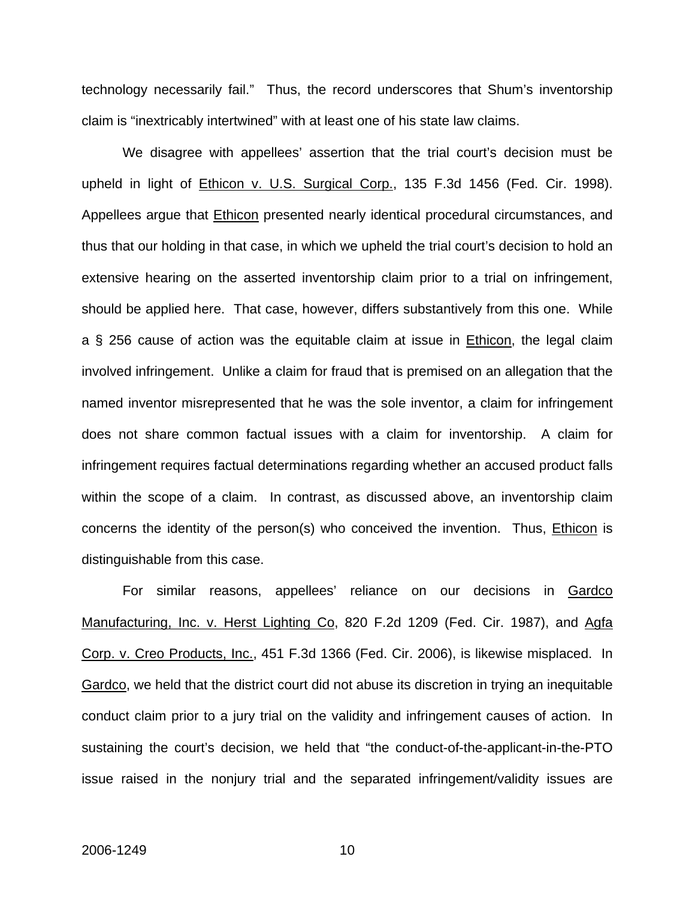technology necessarily fail." Thus, the record underscores that Shum's inventorship claim is "inextricably intertwined" with at least one of his state law claims.

We disagree with appellees' assertion that the trial court's decision must be upheld in light of Ethicon v. U.S. Surgical Corp., 135 F.3d 1456 (Fed. Cir. 1998). Appellees argue that Ethicon presented nearly identical procedural circumstances, and thus that our holding in that case, in which we upheld the trial court's decision to hold an extensive hearing on the asserted inventorship claim prior to a trial on infringement, should be applied here. That case, however, differs substantively from this one. While a § 256 cause of action was the equitable claim at issue in Ethicon, the legal claim involved infringement. Unlike a claim for fraud that is premised on an allegation that the named inventor misrepresented that he was the sole inventor, a claim for infringement does not share common factual issues with a claim for inventorship. A claim for infringement requires factual determinations regarding whether an accused product falls within the scope of a claim. In contrast, as discussed above, an inventorship claim concerns the identity of the person(s) who conceived the invention. Thus, Ethicon is distinguishable from this case.

For similar reasons, appellees' reliance on our decisions in Gardco Manufacturing, Inc. v. Herst Lighting Co, 820 F.2d 1209 (Fed. Cir. 1987), and Agfa Corp. v. Creo Products, Inc., 451 F.3d 1366 (Fed. Cir. 2006), is likewise misplaced. In Gardco, we held that the district court did not abuse its discretion in trying an inequitable conduct claim prior to a jury trial on the validity and infringement causes of action. In sustaining the court's decision, we held that "the conduct-of-the-applicant-in-the-PTO issue raised in the nonjury trial and the separated infringement/validity issues are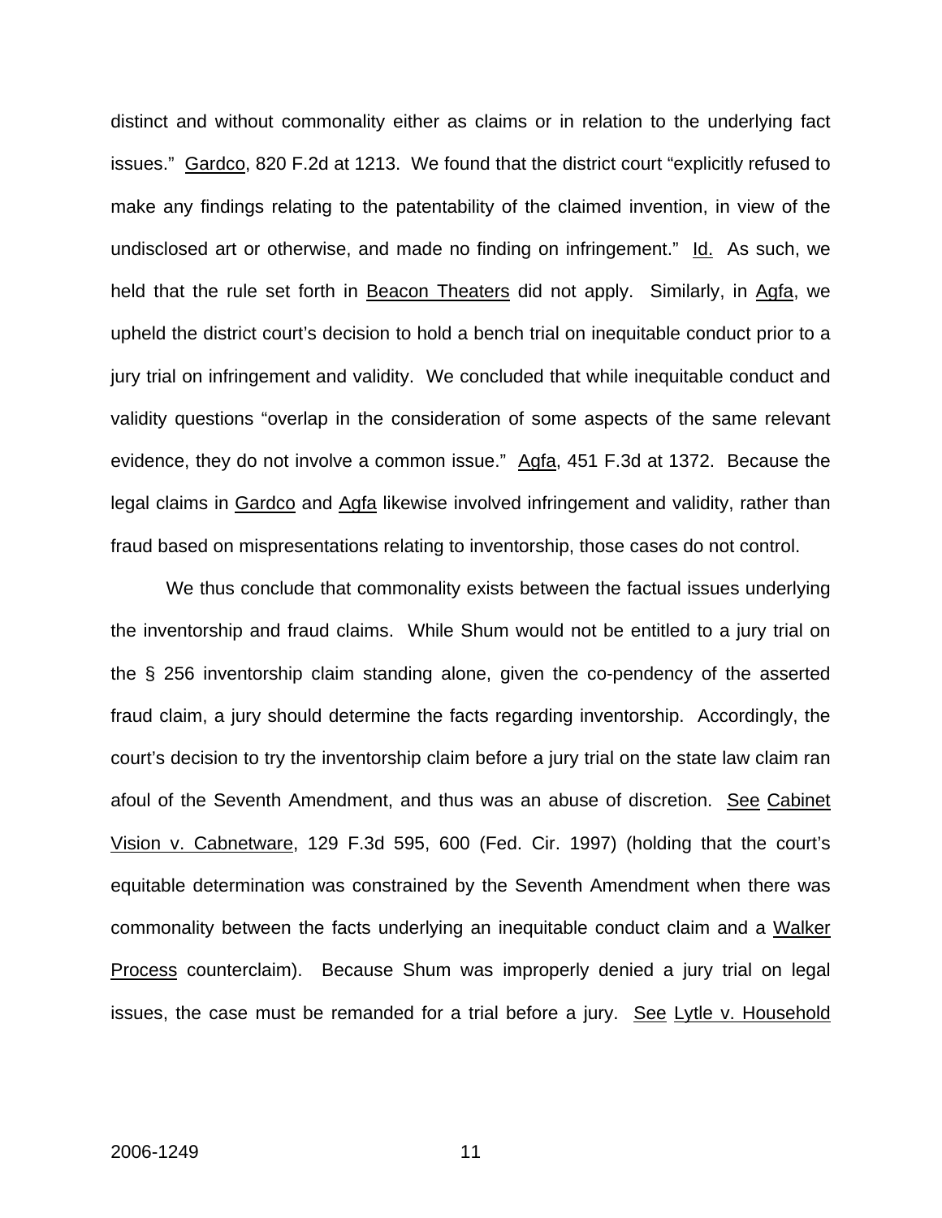distinct and without commonality either as claims or in relation to the underlying fact issues." Gardco, 820 F.2d at 1213. We found that the district court "explicitly refused to make any findings relating to the patentability of the claimed invention, in view of the undisclosed art or otherwise, and made no finding on infringement." Id. As such, we held that the rule set forth in Beacon Theaters did not apply. Similarly, in Agfa, we upheld the district court's decision to hold a bench trial on inequitable conduct prior to a jury trial on infringement and validity. We concluded that while inequitable conduct and validity questions "overlap in the consideration of some aspects of the same relevant evidence, they do not involve a common issue." Agfa, 451 F.3d at 1372. Because the legal claims in Gardco and Agfa likewise involved infringement and validity, rather than fraud based on mispresentations relating to inventorship, those cases do not control.

We thus conclude that commonality exists between the factual issues underlying the inventorship and fraud claims. While Shum would not be entitled to a jury trial on the § 256 inventorship claim standing alone, given the co-pendency of the asserted fraud claim, a jury should determine the facts regarding inventorship. Accordingly, the court's decision to try the inventorship claim before a jury trial on the state law claim ran afoul of the Seventh Amendment, and thus was an abuse of discretion. See Cabinet Vision v. Cabnetware, 129 F.3d 595, 600 (Fed. Cir. 1997) (holding that the court's equitable determination was constrained by the Seventh Amendment when there was commonality between the facts underlying an inequitable conduct claim and a Walker Process counterclaim). Because Shum was improperly denied a jury trial on legal issues, the case must be remanded for a trial before a jury. See Lytle v. Household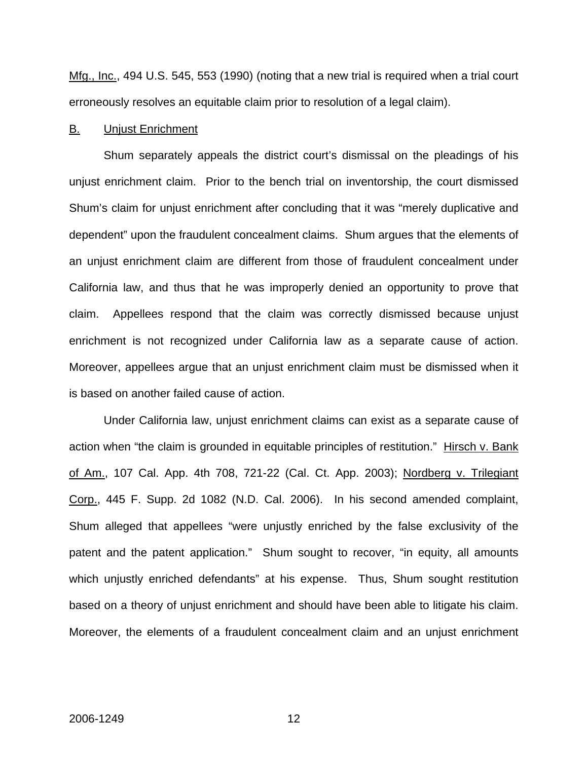Mfg., Inc., 494 U.S. 545, 553 (1990) (noting that a new trial is required when a trial court erroneously resolves an equitable claim prior to resolution of a legal claim).

B. Unjust Enrichment

Shum separately appeals the district court's dismissal on the pleadings of his unjust enrichment claim. Prior to the bench trial on inventorship, the court dismissed Shum's claim for unjust enrichment after concluding that it was "merely duplicative and dependent" upon the fraudulent concealment claims. Shum argues that the elements of an unjust enrichment claim are different from those of fraudulent concealment under California law, and thus that he was improperly denied an opportunity to prove that claim. Appellees respond that the claim was correctly dismissed because unjust enrichment is not recognized under California law as a separate cause of action. Moreover, appellees argue that an unjust enrichment claim must be dismissed when it is based on another failed cause of action.

Under California law, unjust enrichment claims can exist as a separate cause of action when "the claim is grounded in equitable principles of restitution." Hirsch v. Bank of Am., 107 Cal. App. 4th 708, 721-22 (Cal. Ct. App. 2003); Nordberg v. Trilegiant Corp., 445 F. Supp. 2d 1082 (N.D. Cal. 2006). In his second amended complaint, Shum alleged that appellees "were unjustly enriched by the false exclusivity of the patent and the patent application." Shum sought to recover, "in equity, all amounts which unjustly enriched defendants" at his expense. Thus, Shum sought restitution based on a theory of unjust enrichment and should have been able to litigate his claim. Moreover, the elements of a fraudulent concealment claim and an unjust enrichment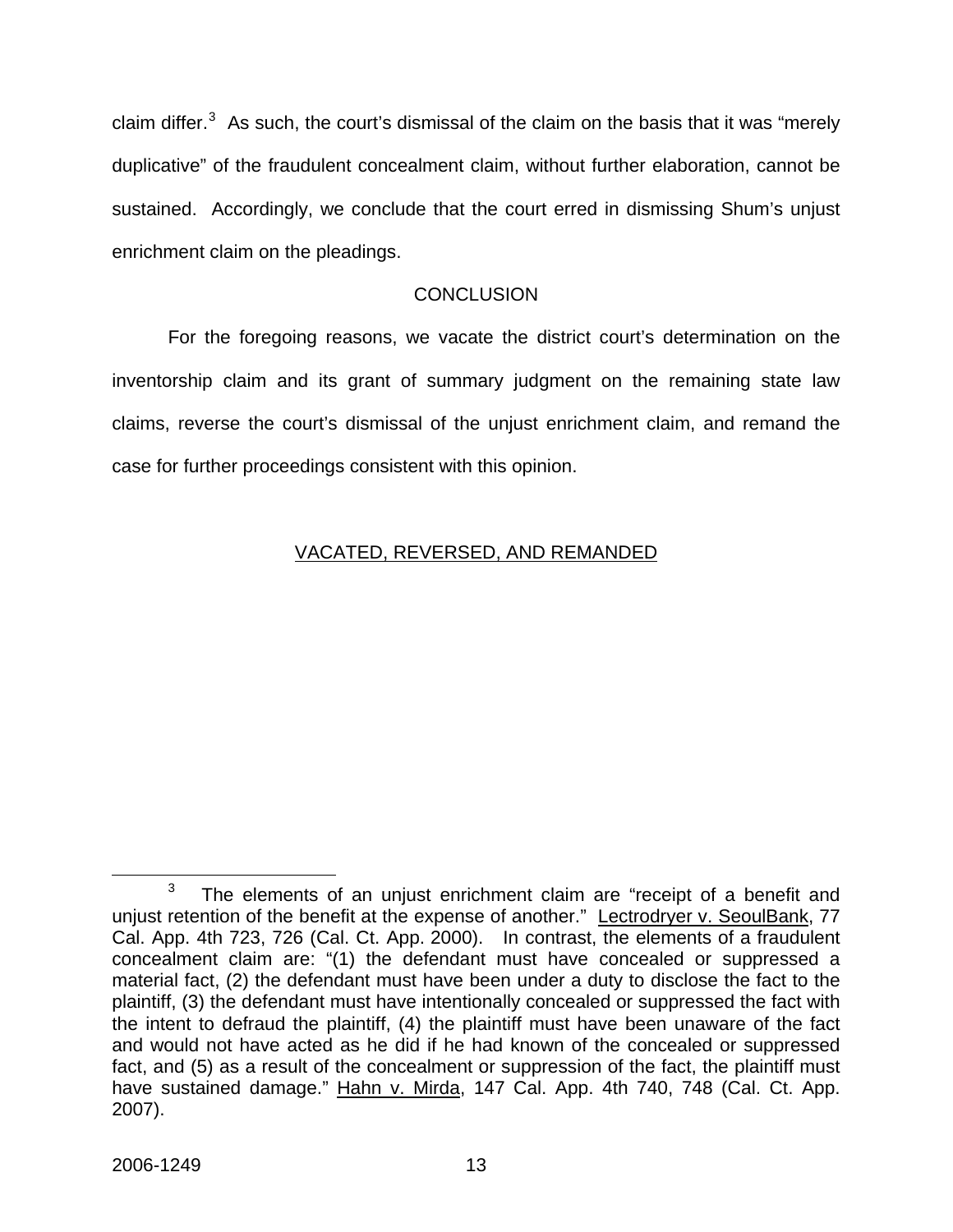claim differ.[3] As such, the court's dismissal of the claim on the basis that it was "merely duplicative" of the fraudulent concealment claim, without further elaboration, cannot be sustained. Accordingly, we conclude that the court erred in dismissing Shum's unjust enrichment claim on the pleadings.

## CONCLUSION

For the foregoing reasons, we vacate the district court's determination on the inventorship claim and its grant of summary judgment on the remaining state law claims, reverse the court's dismissal of the unjust enrichment claim, and remand the case for further proceedings consistent with this opinion.

VACATED, REVERSED, AND REMANDED

---

[3] The elements of an unjust enrichment claim are "receipt of a benefit and unjust retention of the benefit at the expense of another." Lectrodryer v. SeoulBank, 77 Cal. App. 4th 723, 726 (Cal. Ct. App. 2000). In contrast, the elements of a fraudulent concealment claim are: "(1) the defendant must have concealed or suppressed a material fact, (2) the defendant must have been under a duty to disclose the fact to the plaintiff, (3) the defendant must have intentionally concealed or suppressed the fact with the intent to defraud the plaintiff, (4) the plaintiff must have been unaware of the fact and would not have acted as he did if he had known of the concealed or suppressed fact, and (5) as a result of the concealment or suppression of the fact, the plaintiff must have sustained damage." Hahn v. Mirda, 147 Cal. App. 4th 740, 748 (Cal. Ct. App. 2007).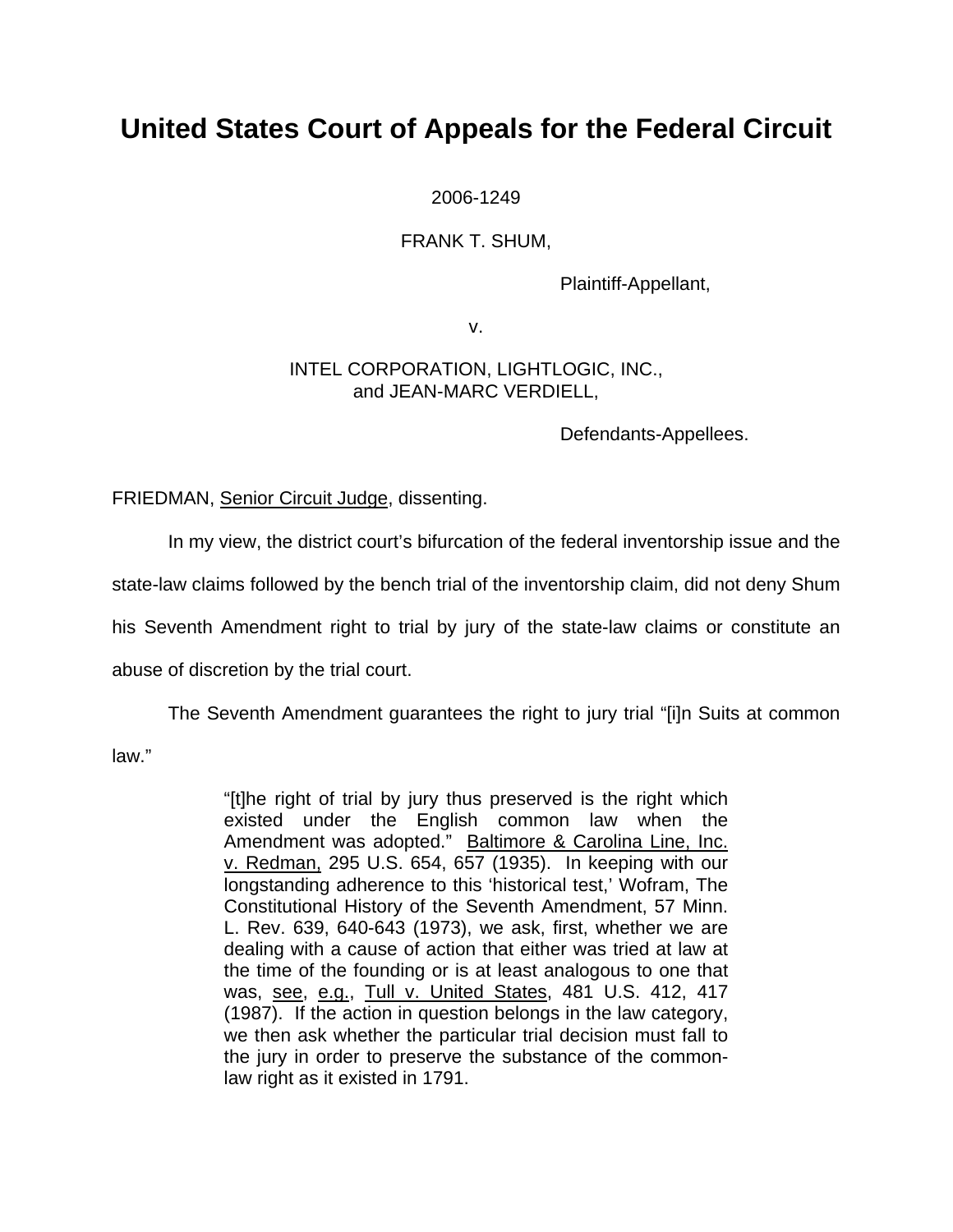# United States Court of Appeals for the Federal Circuit

2006-1249

FRANK T. SHUM,

Plaintiff-Appellant,

v.

INTEL CORPORATION, LIGHTLOGIC, INC.,
and JEAN-MARC VERDIELL,

Defendants-Appellees.

FRIEDMAN, Senior Circuit Judge, dissenting.

In my view, the district court's bifurcation of the federal inventorship issue and the state-law claims followed by the bench trial of the inventorship claim, did not deny Shum his Seventh Amendment right to trial by jury of the state-law claims or constitute an abuse of discretion by the trial court.

The Seventh Amendment guarantees the right to jury trial "[i]n Suits at common law."

> "[t]he right of trial by jury thus preserved is the right which existed under the English common law when the Amendment was adopted." Baltimore & Carolina Line, Inc. v. Redman, 295 U.S. 654, 657 (1935). In keeping with our longstanding adherence to this 'historical test,' Wofram, The Constitutional History of the Seventh Amendment, 57 Minn. L. Rev. 639, 640-643 (1973), we ask, first, whether we are dealing with a cause of action that either was tried at law at the time of the founding or is at least analogous to one that was, see, e.g., Tull v. United States, 481 U.S. 412, 417 (1987). If the action in question belongs in the law category, we then ask whether the particular trial decision must fall to the jury in order to preserve the substance of the common-law right as it existed in 1791.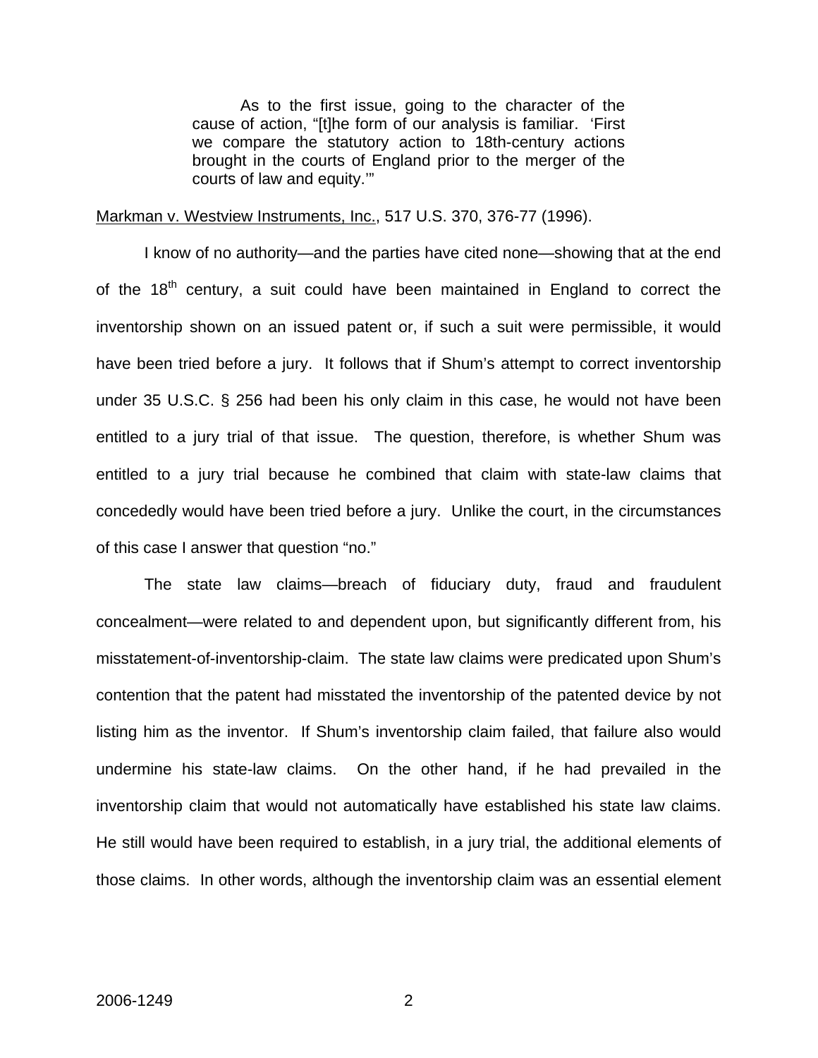> As to the first issue, going to the character of the cause of action, "[t]he form of our analysis is familiar. 'First we compare the statutory action to 18th-century actions brought in the courts of England prior to the merger of the courts of law and equity.'"

Markman v. Westview Instruments, Inc., 517 U.S. 370, 376-77 (1996).

I know of no authority—and the parties have cited none—showing that at the end of the 18th century, a suit could have been maintained in England to correct the inventorship shown on an issued patent or, if such a suit were permissible, it would have been tried before a jury. It follows that if Shum's attempt to correct inventorship under 35 U.S.C. § 256 had been his only claim in this case, he would not have been entitled to a jury trial of that issue. The question, therefore, is whether Shum was entitled to a jury trial because he combined that claim with state-law claims that concededly would have been tried before a jury. Unlike the court, in the circumstances of this case I answer that question "no."

The state law claims—breach of fiduciary duty, fraud and fraudulent concealment—were related to and dependent upon, but significantly different from, his misstatement-of-inventorship-claim. The state law claims were predicated upon Shum's contention that the patent had misstated the inventorship of the patented device by not listing him as the inventor. If Shum's inventorship claim failed, that failure also would undermine his state-law claims. On the other hand, if he had prevailed in the inventorship claim that would not automatically have established his state law claims. He still would have been required to establish, in a jury trial, the additional elements of those claims. In other words, although the inventorship claim was an essential element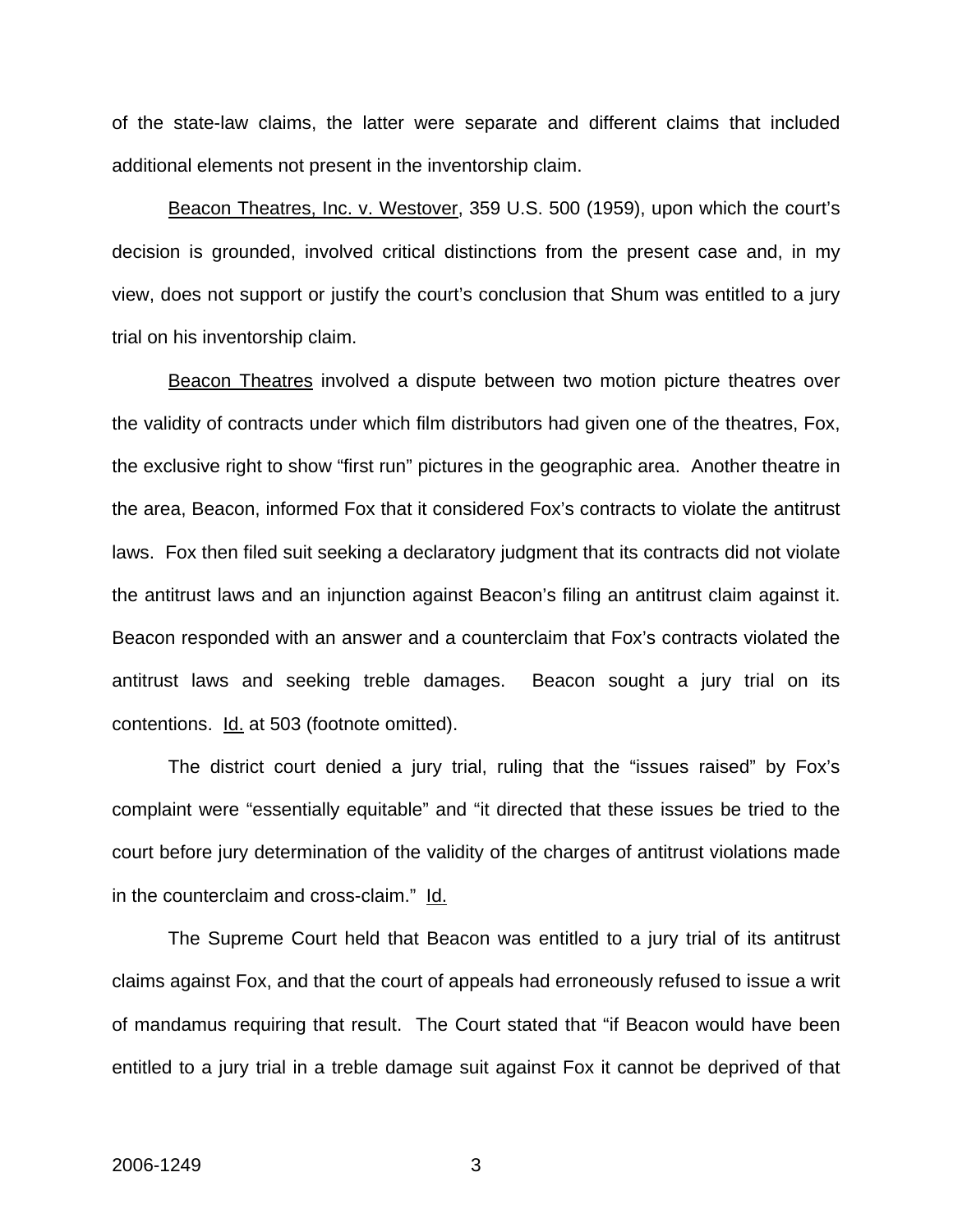of the state-law claims, the latter were separate and different claims that included additional elements not present in the inventorship claim.

Beacon Theatres, Inc. v. Westover, 359 U.S. 500 (1959), upon which the court's decision is grounded, involved critical distinctions from the present case and, in my view, does not support or justify the court's conclusion that Shum was entitled to a jury trial on his inventorship claim.

Beacon Theatres involved a dispute between two motion picture theatres over the validity of contracts under which film distributors had given one of the theatres, Fox, the exclusive right to show "first run" pictures in the geographic area. Another theatre in the area, Beacon, informed Fox that it considered Fox's contracts to violate the antitrust laws. Fox then filed suit seeking a declaratory judgment that its contracts did not violate the antitrust laws and an injunction against Beacon's filing an antitrust claim against it. Beacon responded with an answer and a counterclaim that Fox's contracts violated the antitrust laws and seeking treble damages. Beacon sought a jury trial on its contentions. Id. at 503 (footnote omitted).

The district court denied a jury trial, ruling that the "issues raised" by Fox's complaint were "essentially equitable" and "it directed that these issues be tried to the court before jury determination of the validity of the charges of antitrust violations made in the counterclaim and cross-claim." Id.

The Supreme Court held that Beacon was entitled to a jury trial of its antitrust claims against Fox, and that the court of appeals had erroneously refused to issue a writ of mandamus requiring that result. The Court stated that "if Beacon would have been entitled to a jury trial in a treble damage suit against Fox it cannot be deprived of that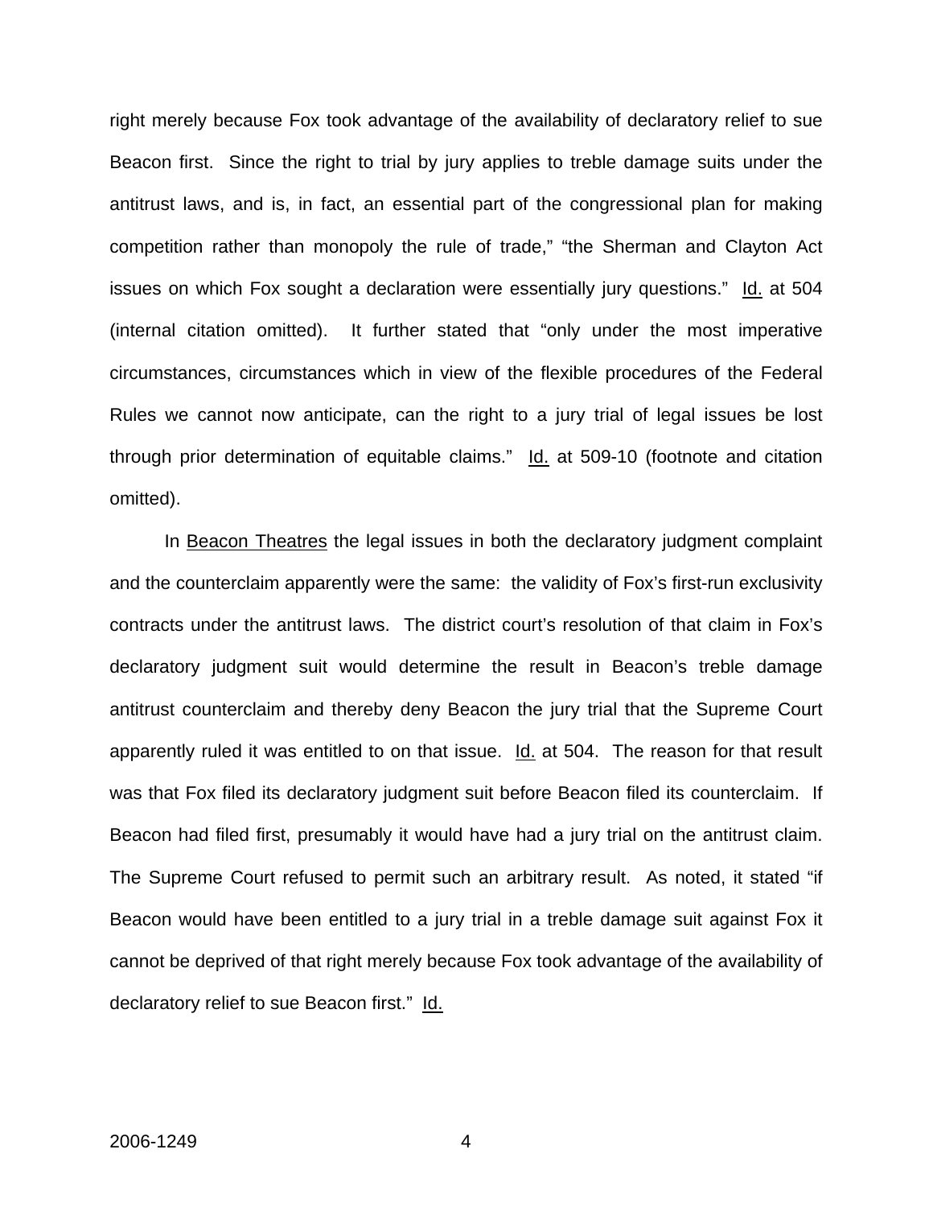right merely because Fox took advantage of the availability of declaratory relief to sue Beacon first. Since the right to trial by jury applies to treble damage suits under the antitrust laws, and is, in fact, an essential part of the congressional plan for making competition rather than monopoly the rule of trade," "the Sherman and Clayton Act issues on which Fox sought a declaration were essentially jury questions." Id. at 504 (internal citation omitted). It further stated that "only under the most imperative circumstances, circumstances which in view of the flexible procedures of the Federal Rules we cannot now anticipate, can the right to a jury trial of legal issues be lost through prior determination of equitable claims." Id. at 509-10 (footnote and citation omitted).

In Beacon Theatres the legal issues in both the declaratory judgment complaint and the counterclaim apparently were the same: the validity of Fox's first-run exclusivity contracts under the antitrust laws. The district court's resolution of that claim in Fox's declaratory judgment suit would determine the result in Beacon's treble damage antitrust counterclaim and thereby deny Beacon the jury trial that the Supreme Court apparently ruled it was entitled to on that issue. Id. at 504. The reason for that result was that Fox filed its declaratory judgment suit before Beacon filed its counterclaim. If Beacon had filed first, presumably it would have had a jury trial on the antitrust claim. The Supreme Court refused to permit such an arbitrary result. As noted, it stated "if Beacon would have been entitled to a jury trial in a treble damage suit against Fox it cannot be deprived of that right merely because Fox took advantage of the availability of declaratory relief to sue Beacon first." Id.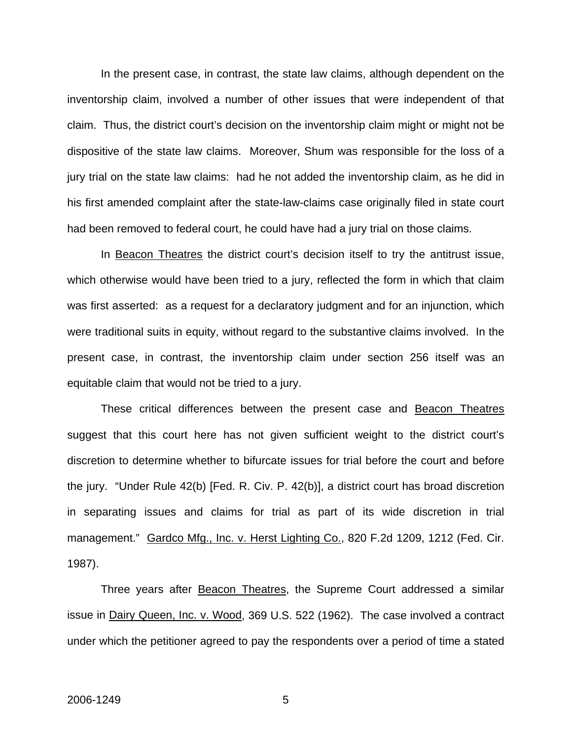In the present case, in contrast, the state law claims, although dependent on the inventorship claim, involved a number of other issues that were independent of that claim. Thus, the district court's decision on the inventorship claim might or might not be dispositive of the state law claims. Moreover, Shum was responsible for the loss of a jury trial on the state law claims: had he not added the inventorship claim, as he did in his first amended complaint after the state-law-claims case originally filed in state court had been removed to federal court, he could have had a jury trial on those claims.

In Beacon Theatres the district court's decision itself to try the antitrust issue, which otherwise would have been tried to a jury, reflected the form in which that claim was first asserted: as a request for a declaratory judgment and for an injunction, which were traditional suits in equity, without regard to the substantive claims involved. In the present case, in contrast, the inventorship claim under section 256 itself was an equitable claim that would not be tried to a jury.

These critical differences between the present case and Beacon Theatres suggest that this court here has not given sufficient weight to the district court's discretion to determine whether to bifurcate issues for trial before the court and before the jury. "Under Rule 42(b) [Fed. R. Civ. P. 42(b)], a district court has broad discretion in separating issues and claims for trial as part of its wide discretion in trial management." Gardco Mfg., Inc. v. Herst Lighting Co., 820 F.2d 1209, 1212 (Fed. Cir. 1987).

Three years after Beacon Theatres, the Supreme Court addressed a similar issue in Dairy Queen, Inc. v. Wood, 369 U.S. 522 (1962). The case involved a contract under which the petitioner agreed to pay the respondents over a period of time a stated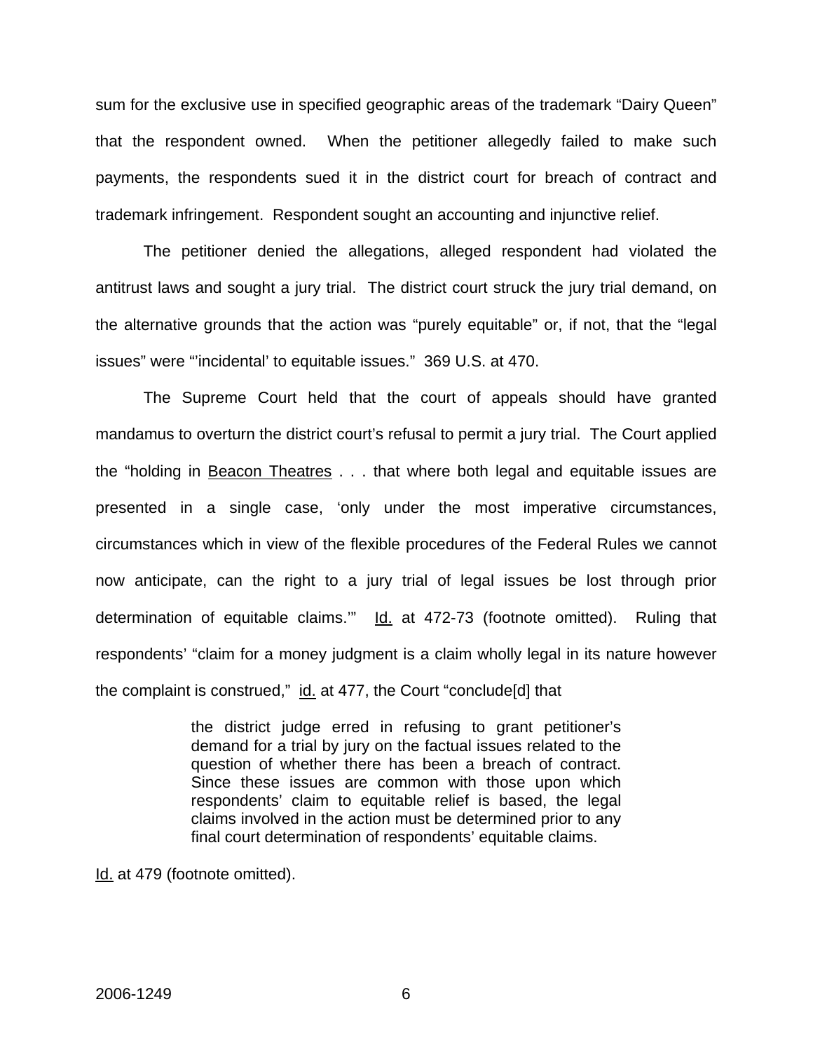sum for the exclusive use in specified geographic areas of the trademark “Dairy Queen” that the respondent owned. When the petitioner allegedly failed to make such payments, the respondents sued it in the district court for breach of contract and trademark infringement. Respondent sought an accounting and injunctive relief.

The petitioner denied the allegations, alleged respondent had violated the antitrust laws and sought a jury trial. The district court struck the jury trial demand, on the alternative grounds that the action was “purely equitable” or, if not, that the “legal issues” were “’incidental’ to equitable issues.” 369 U.S. at 470.

The Supreme Court held that the court of appeals should have granted mandamus to overturn the district court’s refusal to permit a jury trial. The Court applied the “holding in Beacon Theatres . . . that where both legal and equitable issues are presented in a single case, ‘only under the most imperative circumstances, circumstances which in view of the flexible procedures of the Federal Rules we cannot now anticipate, can the right to a jury trial of legal issues be lost through prior determination of equitable claims.’” Id. at 472-73 (footnote omitted). Ruling that respondents’ “claim for a money judgment is a claim wholly legal in its nature however the complaint is construed,” id. at 477, the Court “conclude[d] that

> the district judge erred in refusing to grant petitioner’s demand for a trial by jury on the factual issues related to the question of whether there has been a breach of contract. Since these issues are common with those upon which respondents’ claim to equitable relief is based, the legal claims involved in the action must be determined prior to any final court determination of respondents’ equitable claims.

Id. at 479 (footnote omitted).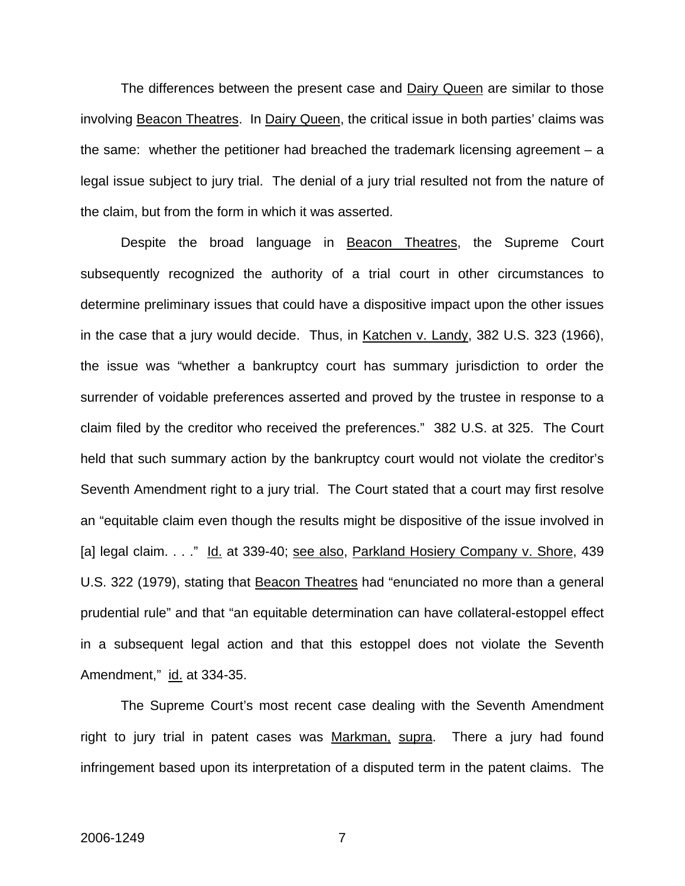The differences between the present case and Dairy Queen are similar to those involving Beacon Theatres. In Dairy Queen, the critical issue in both parties' claims was the same: whether the petitioner had breached the trademark licensing agreement – a legal issue subject to jury trial. The denial of a jury trial resulted not from the nature of the claim, but from the form in which it was asserted.

Despite the broad language in Beacon Theatres, the Supreme Court subsequently recognized the authority of a trial court in other circumstances to determine preliminary issues that could have a dispositive impact upon the other issues in the case that a jury would decide. Thus, in Katchen v. Landy, 382 U.S. 323 (1966), the issue was "whether a bankruptcy court has summary jurisdiction to order the surrender of voidable preferences asserted and proved by the trustee in response to a claim filed by the creditor who received the preferences." 382 U.S. at 325. The Court held that such summary action by the bankruptcy court would not violate the creditor's Seventh Amendment right to a jury trial. The Court stated that a court may first resolve an "equitable claim even though the results might be dispositive of the issue involved in [a] legal claim. . . ." Id. at 339-40; see also, Parkland Hosiery Company v. Shore, 439 U.S. 322 (1979), stating that Beacon Theatres had "enunciated no more than a general prudential rule" and that "an equitable determination can have collateral-estoppel effect in a subsequent legal action and that this estoppel does not violate the Seventh Amendment," id. at 334-35.

The Supreme Court's most recent case dealing with the Seventh Amendment right to jury trial in patent cases was Markman, supra. There a jury had found infringement based upon its interpretation of a disputed term in the patent claims. The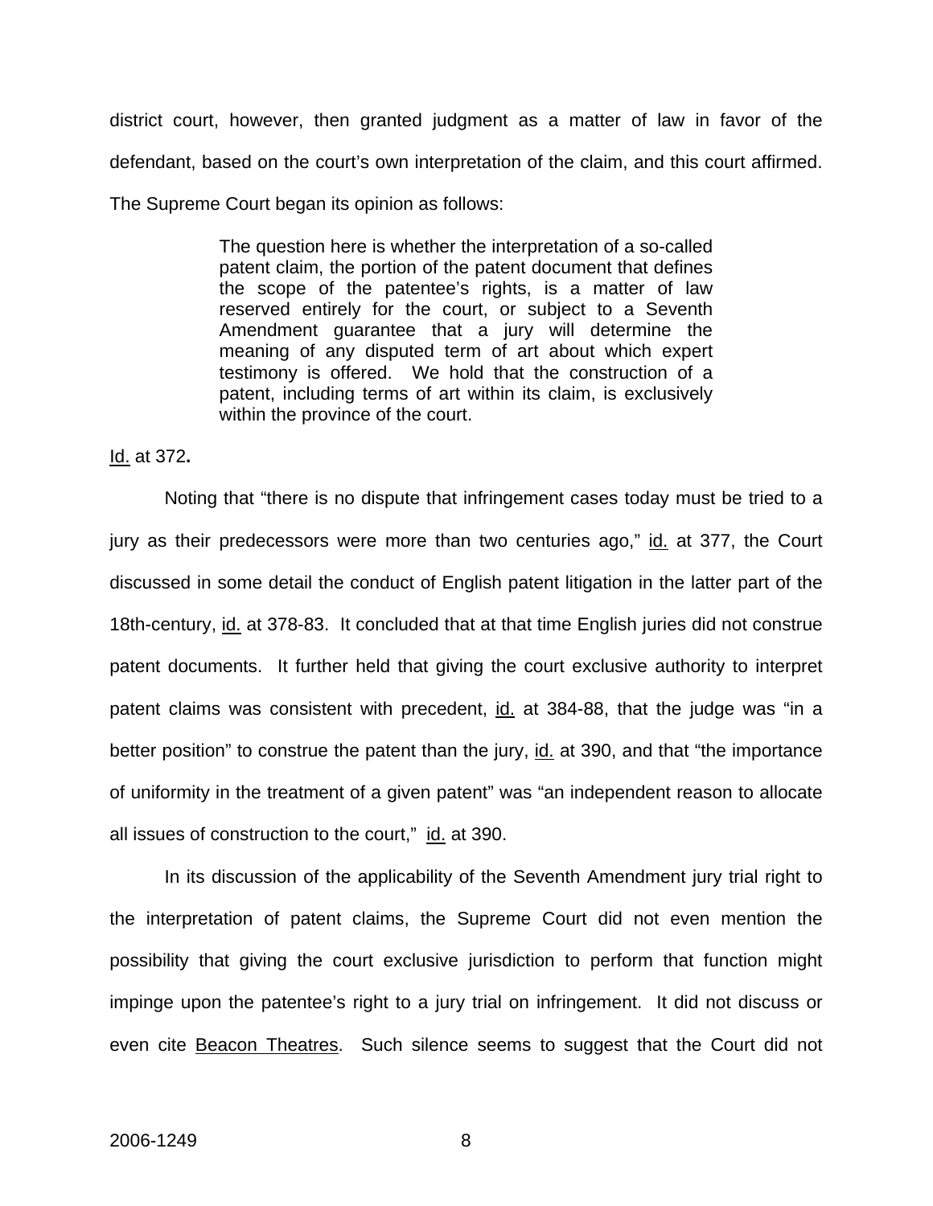district court, however, then granted judgment as a matter of law in favor of the defendant, based on the court's own interpretation of the claim, and this court affirmed. The Supreme Court began its opinion as follows:

> The question here is whether the interpretation of a so-called patent claim, the portion of the patent document that defines the scope of the patentee's rights, is a matter of law reserved entirely for the court, or subject to a Seventh Amendment guarantee that a jury will determine the meaning of any disputed term of art about which expert testimony is offered. We hold that the construction of a patent, including terms of art within its claim, is exclusively within the province of the court.

Id. at 372.

Noting that "there is no dispute that infringement cases today must be tried to a jury as their predecessors were more than two centuries ago," id. at 377, the Court discussed in some detail the conduct of English patent litigation in the latter part of the 18th-century, id. at 378-83. It concluded that at that time English juries did not construe patent documents. It further held that giving the court exclusive authority to interpret patent claims was consistent with precedent, id. at 384-88, that the judge was "in a better position" to construe the patent than the jury, id. at 390, and that "the importance of uniformity in the treatment of a given patent" was "an independent reason to allocate all issues of construction to the court," id. at 390.

In its discussion of the applicability of the Seventh Amendment jury trial right to the interpretation of patent claims, the Supreme Court did not even mention the possibility that giving the court exclusive jurisdiction to perform that function might impinge upon the patentee's right to a jury trial on infringement. It did not discuss or even cite Beacon Theatres. Such silence seems to suggest that the Court did not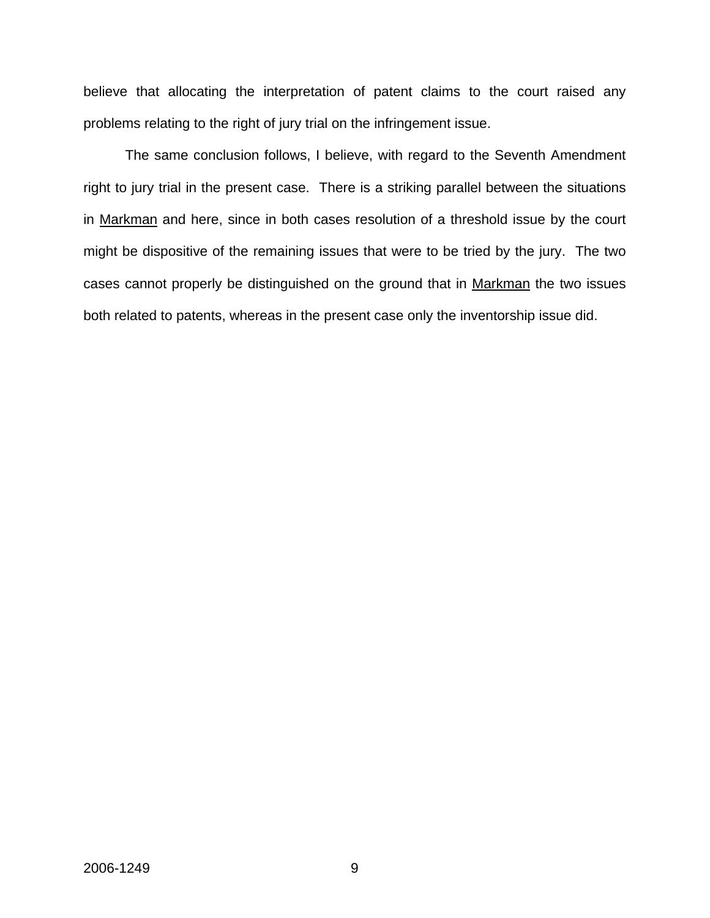believe that allocating the interpretation of patent claims to the court raised any problems relating to the right of jury trial on the infringement issue.

The same conclusion follows, I believe, with regard to the Seventh Amendment right to jury trial in the present case. There is a striking parallel between the situations in Markman and here, since in both cases resolution of a threshold issue by the court might be dispositive of the remaining issues that were to be tried by the jury. The two cases cannot properly be distinguished on the ground that in Markman the two issues both related to patents, whereas in the present case only the inventorship issue did.